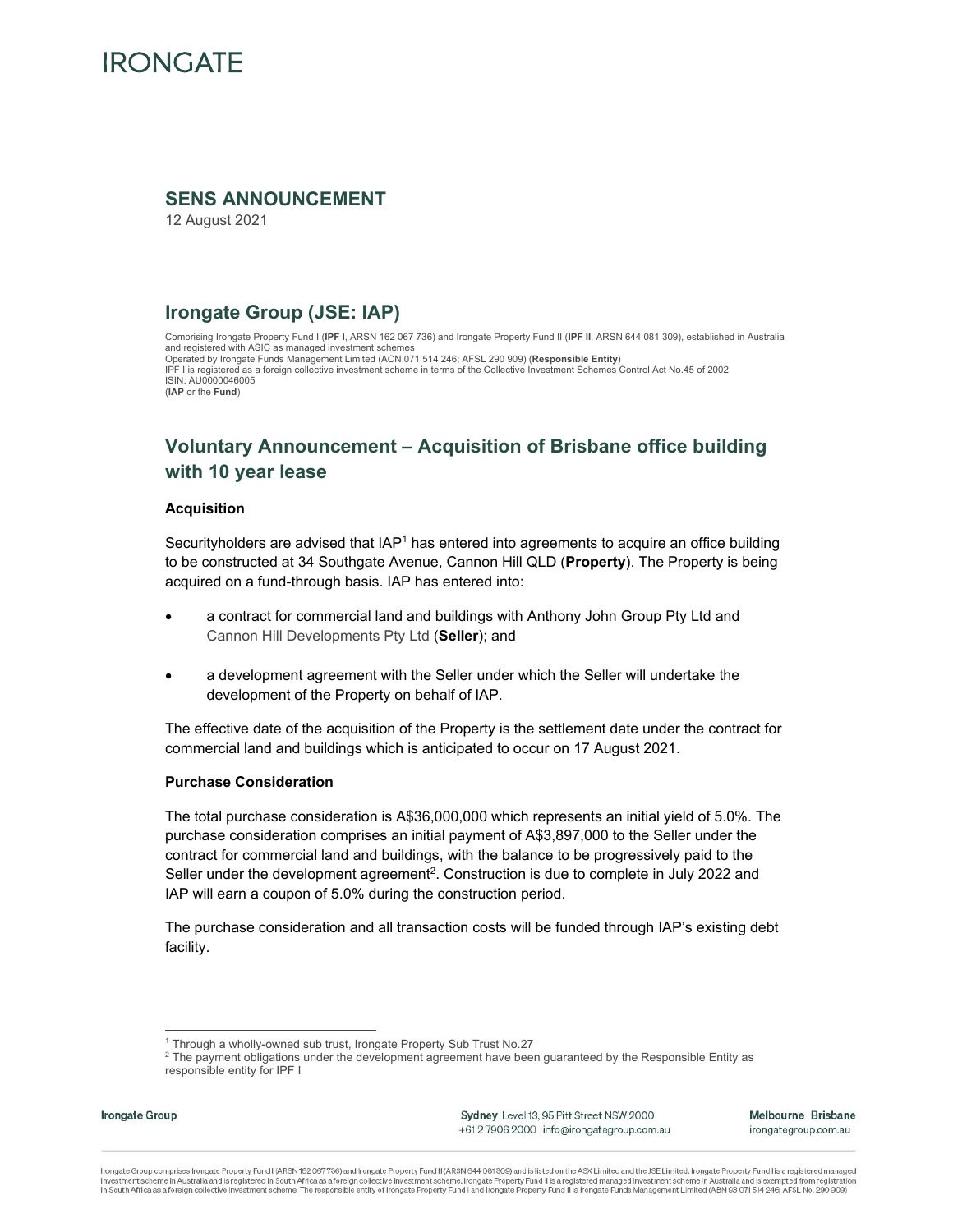IRONGATE

## SENS ANNOUNCEMENT

12 August 2021

## Irongate Group (JSE: IAP)

Comprising Irongate Property Fund I (**IPF I**, ARSN 162 067 736) and Irongate Property Fund II (**IPF II**, ARSN 644 081 309), established in Australia and registered with ASIC as managed investment schemes
Operated by Irongate Funds Management Limited (ACN 071 514 246; AFSL 290 909) (**Responsible Entity**)
IPF I is registered as a foreign collective investment scheme in terms of the Collective Investment Schemes Control Act No.45 of 2002
ISIN: AU0000046005
(**IAP** or the **Fund**)

## Voluntary Announcement – Acquisition of Brisbane office building with 10 year lease

### Acquisition

Securityholders are advised that IAP[1] has entered into agreements to acquire an office building to be constructed at 34 Southgate Avenue, Cannon Hill QLD (**Property**). The Property is being acquired on a fund-through basis. IAP has entered into:

- a contract for commercial land and buildings with Anthony John Group Pty Ltd and Cannon Hill Developments Pty Ltd (**Seller**); and
- a development agreement with the Seller under which the Seller will undertake the development of the Property on behalf of IAP.

The effective date of the acquisition of the Property is the settlement date under the contract for commercial land and buildings which is anticipated to occur on 17 August 2021.

### Purchase Consideration

The total purchase consideration is A$36,000,000 which represents an initial yield of 5.0%. The purchase consideration comprises an initial payment of A$3,897,000 to the Seller under the contract for commercial land and buildings, with the balance to be progressively paid to the Seller under the development agreement[2]. Construction is due to complete in July 2022 and IAP will earn a coupon of 5.0% during the construction period.

The purchase consideration and all transaction costs will be funded through IAP's existing debt facility.

[1] Through a wholly-owned sub trust, Irongate Property Sub Trust No.27
[2] The payment obligations under the development agreement have been guaranteed by the Responsible Entity as responsible entity for IPF I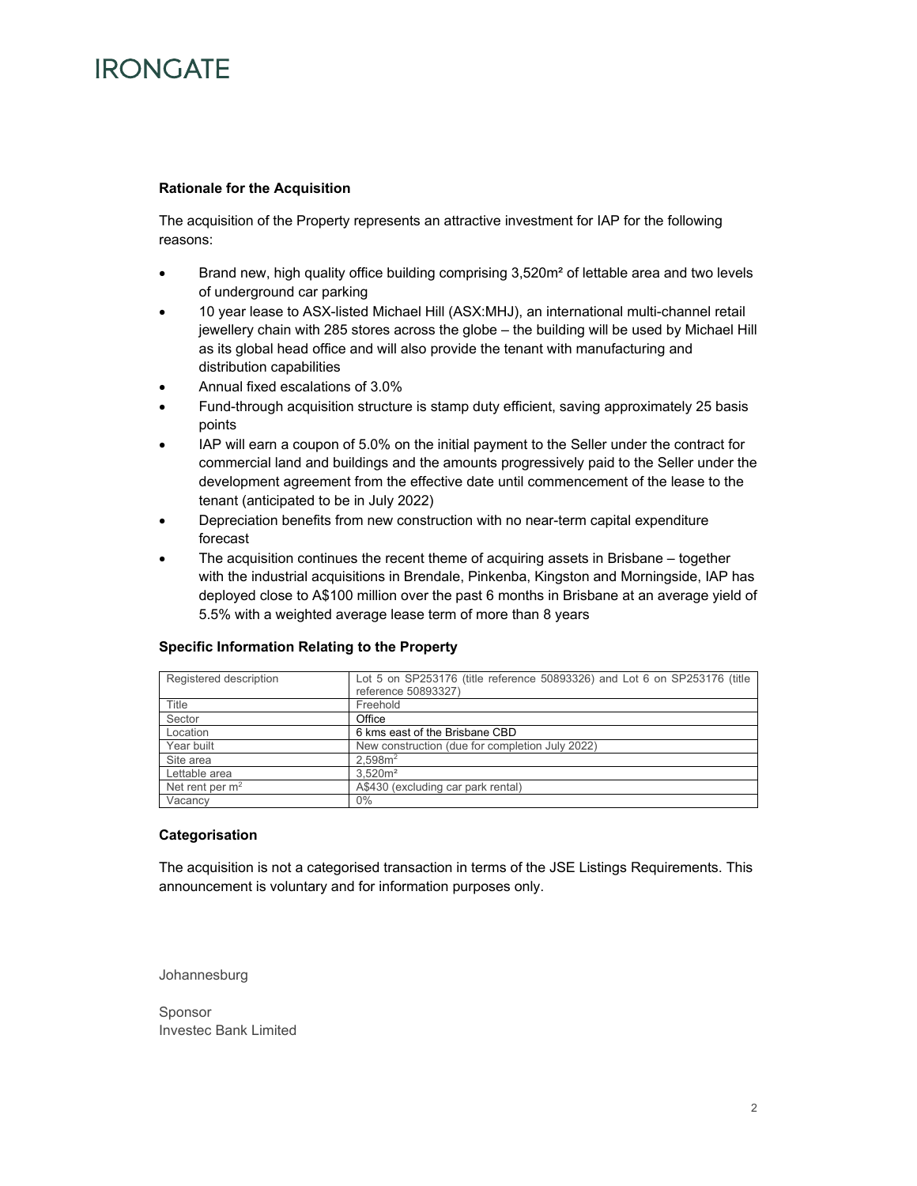### Rationale for the Acquisition

The acquisition of the Property represents an attractive investment for IAP for the following reasons:

- Brand new, high quality office building comprising 3,520m² of lettable area and two levels of underground car parking
- 10 year lease to ASX-listed Michael Hill (ASX:MHJ), an international multi-channel retail jewellery chain with 285 stores across the globe – the building will be used by Michael Hill as its global head office and will also provide the tenant with manufacturing and distribution capabilities
- Annual fixed escalations of 3.0%
- Fund-through acquisition structure is stamp duty efficient, saving approximately 25 basis points
- IAP will earn a coupon of 5.0% on the initial payment to the Seller under the contract for commercial land and buildings and the amounts progressively paid to the Seller under the development agreement from the effective date until commencement of the lease to the tenant (anticipated to be in July 2022)
- Depreciation benefits from new construction with no near-term capital expenditure forecast
- The acquisition continues the recent theme of acquiring assets in Brisbane – together with the industrial acquisitions in Brendale, Pinkenba, Kingston and Morningside, IAP has deployed close to A$100 million over the past 6 months in Brisbane at an average yield of 5.5% with a weighted average lease term of more than 8 years

### Specific Information Relating to the Property

| | |
|---|---|
| Registered description | Lot 5 on SP253176 (title reference 50893326) and Lot 6 on SP253176 (title reference 50893327) |
| Title | Freehold |
| Sector | Office |
| Location | 6 kms east of the Brisbane CBD |
| Year built | New construction (due for completion July 2022) |
| Site area | 2,598m² |
| Lettable area | 3,520m² |
| Net rent per m² | A$430 (excluding car park rental) |
| Vacancy | 0% |

### Categorisation

The acquisition is not a categorised transaction in terms of the JSE Listings Requirements. This announcement is voluntary and for information purposes only.

Johannesburg

Sponsor
Investec Bank Limited